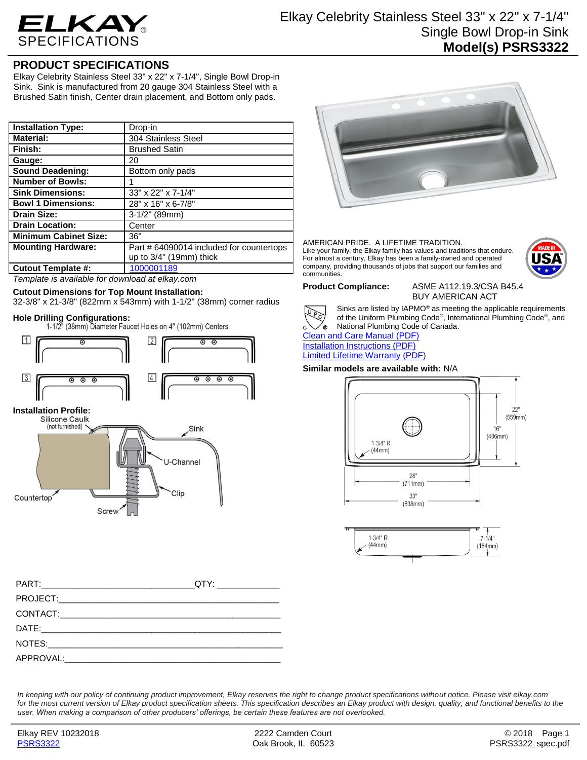# ELKAY SPECIFICATIONS

## Elkay Celebrity Stainless Steel 33" x 22" x 7-1/4" Single Bowl Drop-in Sink
## Model(s) PSRS3322

## PRODUCT SPECIFICATIONS

Elkay Celebrity Stainless Steel 33" x 22" x 7-1/4", Single Bowl Drop-in Sink. Sink is manufactured from 20 gauge 304 Stainless Steel with a Brushed Satin finish, Center drain placement, and Bottom only pads.

| | |
|---|---|
| **Installation Type:** | Drop-in |
| **Material:** | 304 Stainless Steel |
| **Finish:** | Brushed Satin |
| **Gauge:** | 20 |
| **Sound Deadening:** | Bottom only pads |
| **Number of Bowls:** | 1 |
| **Sink Dimensions:** | 33" x 22" x 7-1/4" |
| **Bowl 1 Dimensions:** | 28" x 16" x 6-7/8" |
| **Drain Size:** | 3-1/2" (89mm) |
| **Drain Location:** | Center |
| **Minimum Cabinet Size:** | 36" |
| **Mounting Hardware:** | Part # 64090014 included for countertops up to 3/4" (19mm) thick |
| **Cutout Template #:** | 1000001189 |

*Template is available for download at elkay.com*

**Cutout Dimensions for Top Mount Installation:**
32-3/8" x 21-3/8" (822mm x 543mm) with 1-1/2" (38mm) corner radius

**Hole Drilling Configurations:**
1-1/2" (38mm) Diameter Faucet Holes on 4" (102mm) Centers

1 2 3 4

**Installation Profile:**

Silicone Caulk (not furnished), Sink, U-Channel, Clip, Countertop, Screw

AMERICAN PRIDE. A LIFETIME TRADITION.
Like your family, the Elkay family has values and traditions that endure. For almost a century, Elkay has been a family-owned and operated company, providing thousands of jobs that support our families and communities.

MADE IN USA

**Product Compliance:** ASME A112.19.3/CSA B45.4
BUY AMERICAN ACT

Sinks are listed by IAPMO® as meeting the applicable requirements of the Uniform Plumbing Code®, International Plumbing Code®, and National Plumbing Code of Canada.

Clean and Care Manual (PDF)
Installation Instructions (PDF)
Limited Lifetime Warranty (PDF)

**Similar models are available with:** N/A

22" (559mm), 16" (406mm), 1-3/4" R (44mm), 28" (711mm), 33" (838mm)

1-3/4" R (44mm), 7-1/4" (184mm)

PART:_______________________________QTY: ____________
PROJECT:____________________________________________
CONTACT:____________________________________________
DATE:_______________________________________________
NOTES:______________________________________________
APPROVAL:___________________________________________

*In keeping with our policy of continuing product improvement, Elkay reserves the right to change product specifications without notice. Please visit elkay.com for the most current version of Elkay product specification sheets. This specification describes an Elkay product with design, quality, and functional benefits to the user. When making a comparison of other producers' offerings, be certain these features are not overlooked.*

Elkay REV 10232018
PSRS3322

2222 Camden Court
Oak Brook, IL 60523

© 2018
PSRS3322_spec.pdf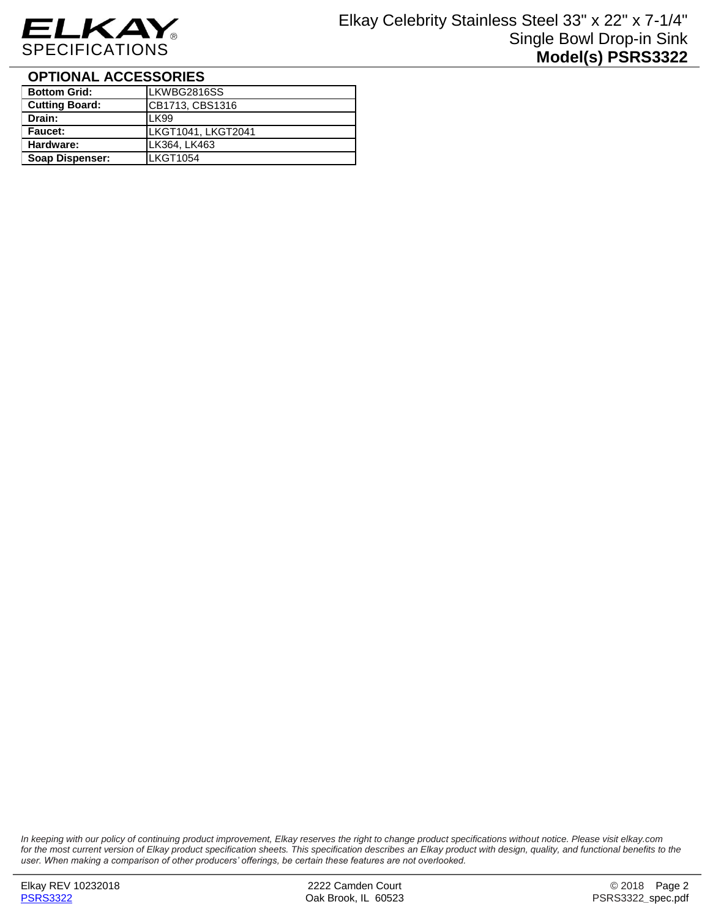## OPTIONAL ACCESSORIES

| | |
|---|---|
| **Bottom Grid:** | LKWBG2816SS |
| **Cutting Board:** | CB1713, CBS1316 |
| **Drain:** | LK99 |
| **Faucet:** | LKGT1041, LKGT2041 |
| **Hardware:** | LK364, LK463 |
| **Soap Dispenser:** | LKGT1054 |

*In keeping with our policy of continuing product improvement, Elkay reserves the right to change product specifications without notice. Please visit elkay.com for the most current version of Elkay product specification sheets. This specification describes an Elkay product with design, quality, and functional benefits to the user. When making a comparison of other producers' offerings, be certain these features are not overlooked.*

Elkay REV 10232018
PSRS3322

2222 Camden Court
Oak Brook, IL 60523

© 2018
PSRS3322_spec.pdf